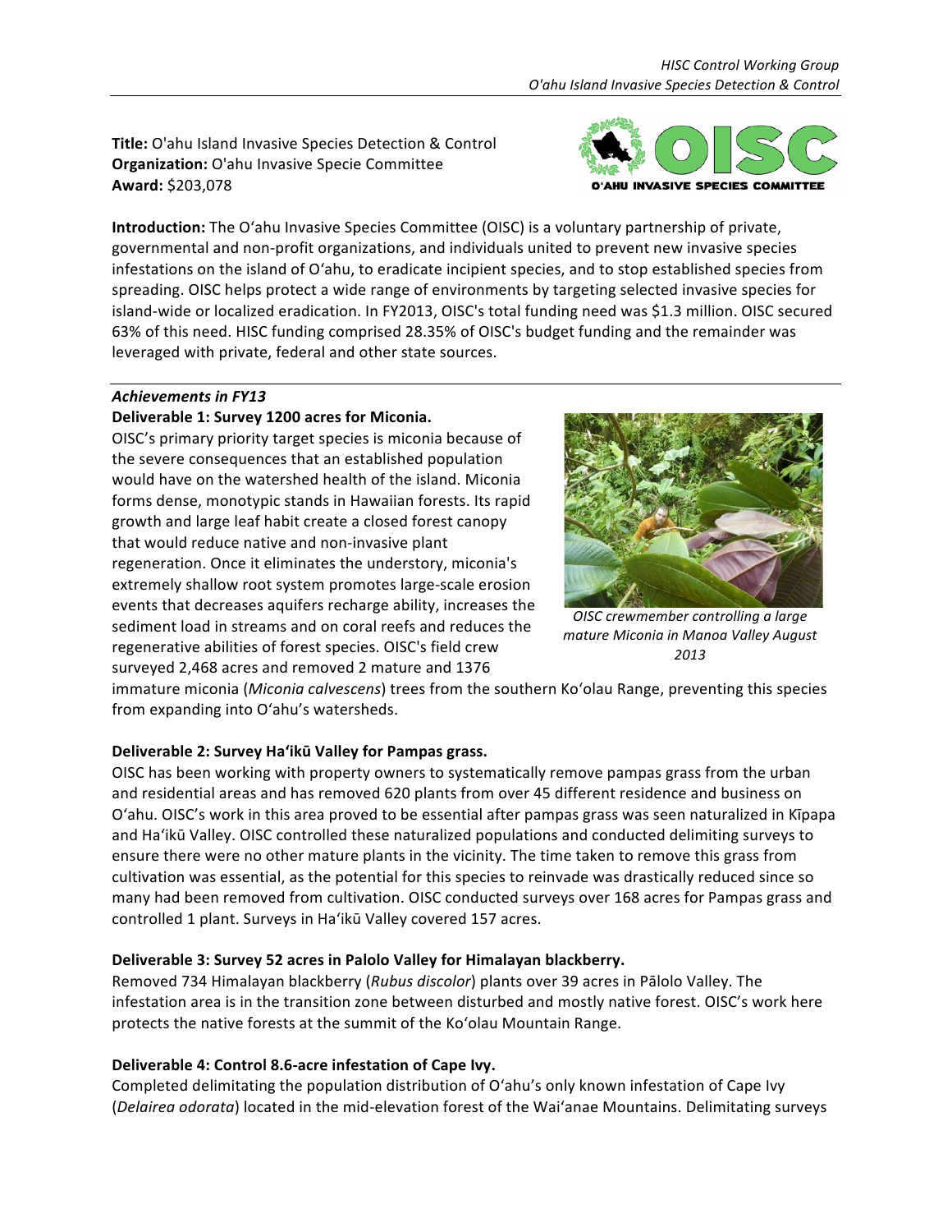**Title:** O'ahu Island Invasive Species Detection & Control
**Organization:** O'ahu Invasive Specie Committee
**Award:** $203,078

**Introduction:** The Oʻahu Invasive Species Committee (OISC) is a voluntary partnership of private, governmental and non-profit organizations, and individuals united to prevent new invasive species infestations on the island of Oʻahu, to eradicate incipient species, and to stop established species from spreading. OISC helps protect a wide range of environments by targeting selected invasive species for island-wide or localized eradication. In FY2013, OISC's total funding need was $1.3 million. OISC secured 63% of this need. HISC funding comprised 28.35% of OISC's budget funding and the remainder was leveraged with private, federal and other state sources.

### *Achievements in FY13*

**Deliverable 1: Survey 1200 acres for Miconia.**

OISC's primary priority target species is miconia because of the severe consequences that an established population would have on the watershed health of the island. Miconia forms dense, monotypic stands in Hawaiian forests. Its rapid growth and large leaf habit create a closed forest canopy that would reduce native and non-invasive plant regeneration. Once it eliminates the understory, miconia's extremely shallow root system promotes large-scale erosion events that decreases aquifers recharge ability, increases the sediment load in streams and on coral reefs and reduces the regenerative abilities of forest species. OISC's field crew surveyed 2,468 acres and removed 2 mature and 1376 immature miconia (*Miconia calvescens*) trees from the southern Koʻolau Range, preventing this species from expanding into Oʻahu's watersheds.

*OISC crewmember controlling a large mature Miconia in Manoa Valley August 2013*

**Deliverable 2: Survey Haʻikū Valley for Pampas grass.**

OISC has been working with property owners to systematically remove pampas grass from the urban and residential areas and has removed 620 plants from over 45 different residence and business on Oʻahu. OISC's work in this area proved to be essential after pampas grass was seen naturalized in Kīpapa and Haʻikū Valley. OISC controlled these naturalized populations and conducted delimiting surveys to ensure there were no other mature plants in the vicinity. The time taken to remove this grass from cultivation was essential, as the potential for this species to reinvade was drastically reduced since so many had been removed from cultivation. OISC conducted surveys over 168 acres for Pampas grass and controlled 1 plant. Surveys in Haʻikū Valley covered 157 acres.

**Deliverable 3: Survey 52 acres in Palolo Valley for Himalayan blackberry.**

Removed 734 Himalayan blackberry (*Rubus discolor*) plants over 39 acres in Pālolo Valley. The infestation area is in the transition zone between disturbed and mostly native forest. OISC's work here protects the native forests at the summit of the Koʻolau Mountain Range.

**Deliverable 4: Control 8.6-acre infestation of Cape Ivy.**

Completed delimitating the population distribution of Oʻahu's only known infestation of Cape Ivy (*Delairea odorata*) located in the mid-elevation forest of the Waiʻanae Mountains. Delimitating surveys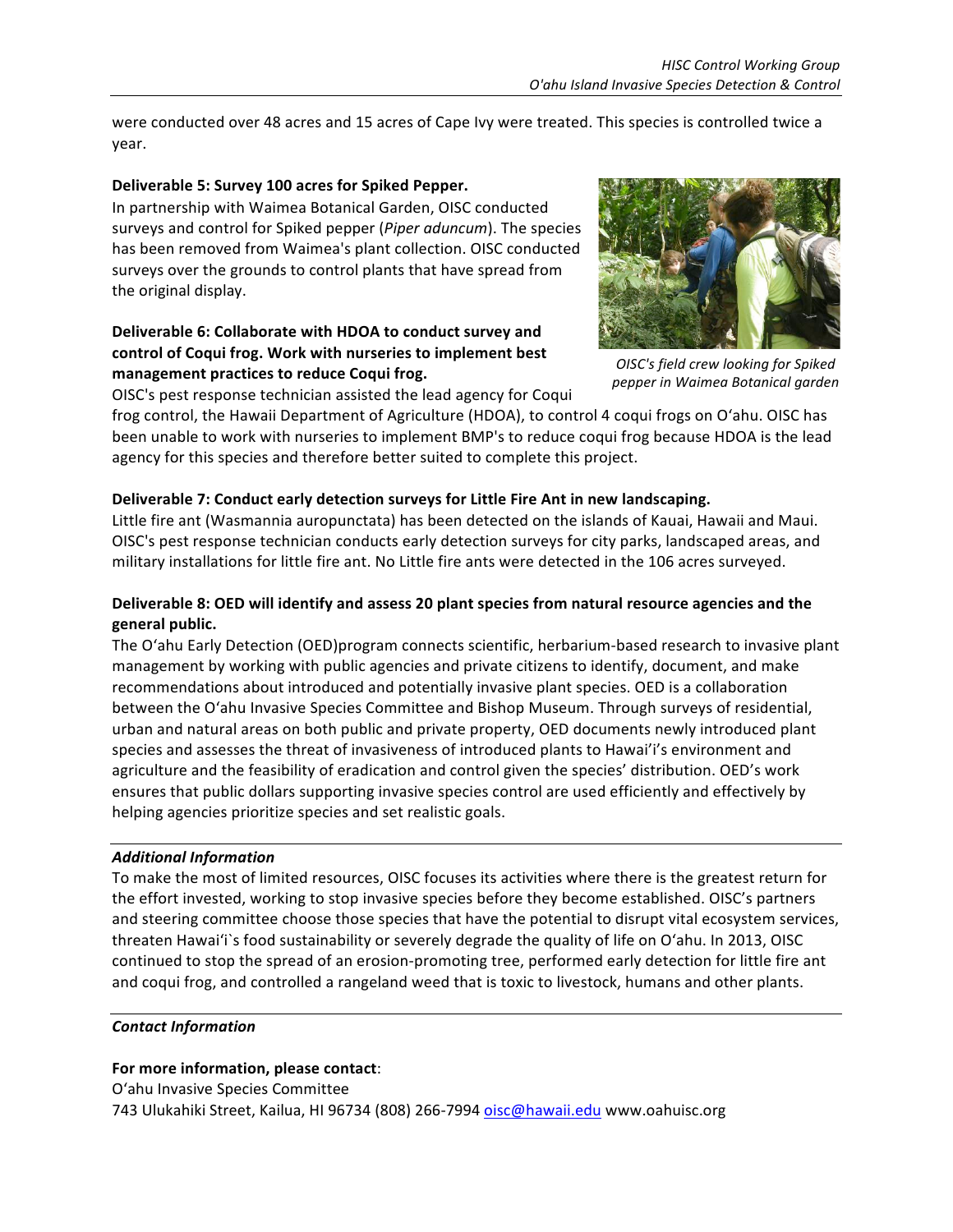were conducted over 48 acres and 15 acres of Cape Ivy were treated. This species is controlled twice a year.

**Deliverable 5: Survey 100 acres for Spiked Pepper.**

In partnership with Waimea Botanical Garden, OISC conducted surveys and control for Spiked pepper (*Piper aduncum*). The species has been removed from Waimea's plant collection. OISC conducted surveys over the grounds to control plants that have spread from the original display.

*OISC's field crew looking for Spiked pepper in Waimea Botanical garden*

**Deliverable 6: Collaborate with HDOA to conduct survey and control of Coqui frog. Work with nurseries to implement best management practices to reduce Coqui frog.**

OISC's pest response technician assisted the lead agency for Coqui frog control, the Hawaii Department of Agriculture (HDOA), to control 4 coqui frogs on O'ahu. OISC has been unable to work with nurseries to implement BMP's to reduce coqui frog because HDOA is the lead agency for this species and therefore better suited to complete this project.

**Deliverable 7: Conduct early detection surveys for Little Fire Ant in new landscaping.**

Little fire ant (Wasmannia auropunctata) has been detected on the islands of Kauai, Hawaii and Maui. OISC's pest response technician conducts early detection surveys for city parks, landscaped areas, and military installations for little fire ant. No Little fire ants were detected in the 106 acres surveyed.

**Deliverable 8: OED will identify and assess 20 plant species from natural resource agencies and the general public.**

The O'ahu Early Detection (OED)program connects scientific, herbarium-based research to invasive plant management by working with public agencies and private citizens to identify, document, and make recommendations about introduced and potentially invasive plant species. OED is a collaboration between the O'ahu Invasive Species Committee and Bishop Museum. Through surveys of residential, urban and natural areas on both public and private property, OED documents newly introduced plant species and assesses the threat of invasiveness of introduced plants to Hawai'i's environment and agriculture and the feasibility of eradication and control given the species' distribution. OED's work ensures that public dollars supporting invasive species control are used efficiently and effectively by helping agencies prioritize species and set realistic goals.

***Additional Information***

To make the most of limited resources, OISC focuses its activities where there is the greatest return for the effort invested, working to stop invasive species before they become established. OISC's partners and steering committee choose those species that have the potential to disrupt vital ecosystem services, threaten Hawai'i`s food sustainability or severely degrade the quality of life on O'ahu. In 2013, OISC continued to stop the spread of an erosion-promoting tree, performed early detection for little fire ant and coqui frog, and controlled a rangeland weed that is toxic to livestock, humans and other plants.

***Contact Information***

**For more information, please contact**:

O'ahu Invasive Species Committee

743 Ulukahiki Street, Kailua, HI 96734 (808) 266-7994 oisc@hawaii.edu www.oahuisc.org